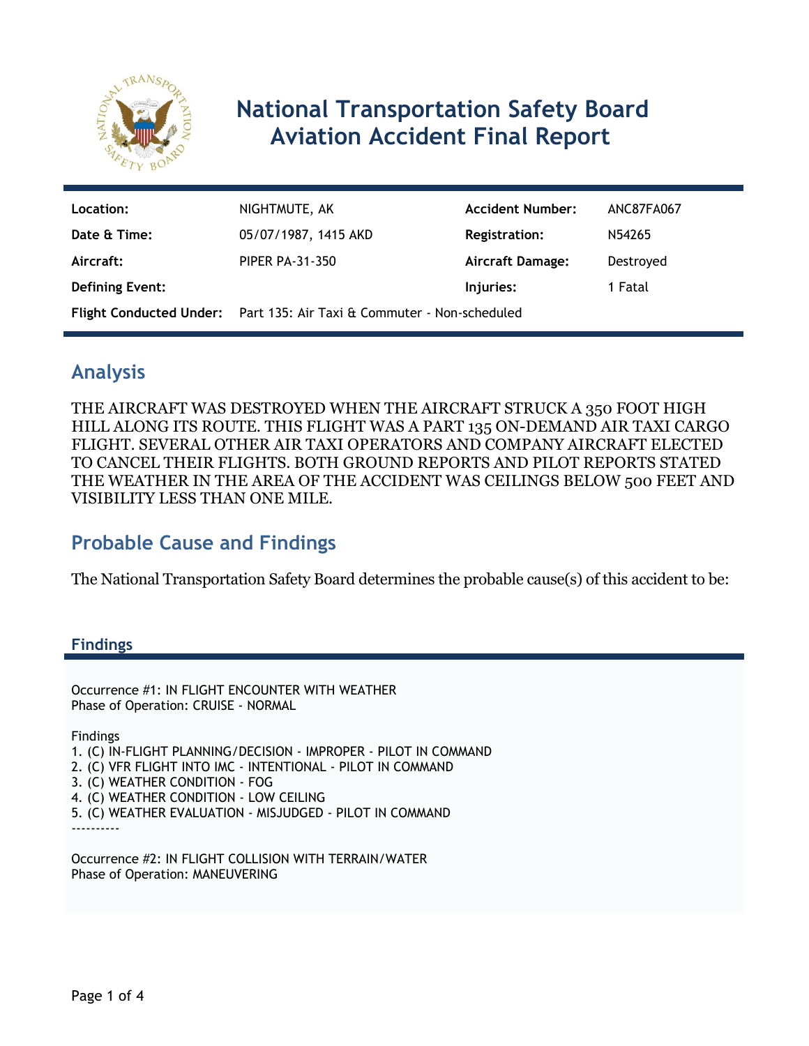# National Transportation Safety Board Aviation Accident Final Report

| | | | |
|---|---|---|---|
| **Location:** | NIGHTMUTE, AK | **Accident Number:** | ANC87FA067 |
| **Date & Time:** | 05/07/1987, 1415 AKD | **Registration:** | N54265 |
| **Aircraft:** | PIPER PA-31-350 | **Aircraft Damage:** | Destroyed |
| **Defining Event:** | | **Injuries:** | 1 Fatal |
| **Flight Conducted Under:** | Part 135: Air Taxi & Commuter - Non-scheduled | | |

## Analysis

THE AIRCRAFT WAS DESTROYED WHEN THE AIRCRAFT STRUCK A 350 FOOT HIGH HILL ALONG ITS ROUTE. THIS FLIGHT WAS A PART 135 ON-DEMAND AIR TAXI CARGO FLIGHT. SEVERAL OTHER AIR TAXI OPERATORS AND COMPANY AIRCRAFT ELECTED TO CANCEL THEIR FLIGHTS. BOTH GROUND REPORTS AND PILOT REPORTS STATED THE WEATHER IN THE AREA OF THE ACCIDENT WAS CEILINGS BELOW 500 FEET AND VISIBILITY LESS THAN ONE MILE.

## Probable Cause and Findings

The National Transportation Safety Board determines the probable cause(s) of this accident to be:

### Findings

Occurrence #1: IN FLIGHT ENCOUNTER WITH WEATHER
Phase of Operation: CRUISE - NORMAL

Findings
1. (C) IN-FLIGHT PLANNING/DECISION - IMPROPER - PILOT IN COMMAND
2. (C) VFR FLIGHT INTO IMC - INTENTIONAL - PILOT IN COMMAND
3. (C) WEATHER CONDITION - FOG
4. (C) WEATHER CONDITION - LOW CEILING
5. (C) WEATHER EVALUATION - MISJUDGED - PILOT IN COMMAND

----------

Occurrence #2: IN FLIGHT COLLISION WITH TERRAIN/WATER
Phase of Operation: MANEUVERING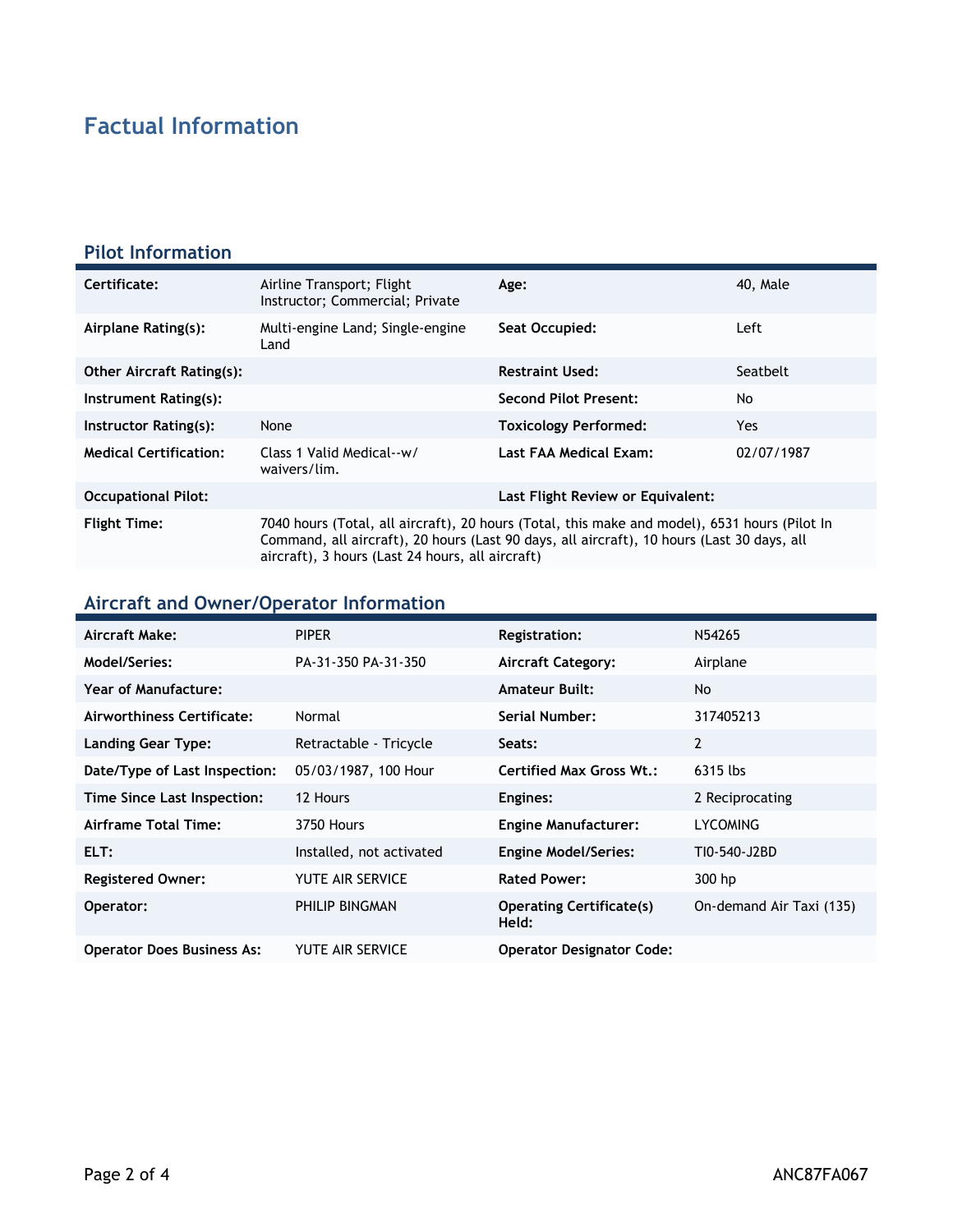# Factual Information

## Pilot Information

| | | | |
|---|---|---|---|
| **Certificate:** | Airline Transport; Flight Instructor; Commercial; Private | **Age:** | 40, Male |
| **Airplane Rating(s):** | Multi-engine Land; Single-engine Land | **Seat Occupied:** | Left |
| **Other Aircraft Rating(s):** | | **Restraint Used:** | Seatbelt |
| **Instrument Rating(s):** | | **Second Pilot Present:** | No |
| **Instructor Rating(s):** | None | **Toxicology Performed:** | Yes |
| **Medical Certification:** | Class 1 Valid Medical--w/ waivers/lim. | **Last FAA Medical Exam:** | 02/07/1987 |
| **Occupational Pilot:** | | **Last Flight Review or Equivalent:** | |
| **Flight Time:** | 7040 hours (Total, all aircraft), 20 hours (Total, this make and model), 6531 hours (Pilot In Command, all aircraft), 20 hours (Last 90 days, all aircraft), 10 hours (Last 30 days, all aircraft), 3 hours (Last 24 hours, all aircraft) | | |

## Aircraft and Owner/Operator Information

| | | | |
|---|---|---|---|
| **Aircraft Make:** | PIPER | **Registration:** | N54265 |
| **Model/Series:** | PA-31-350 PA-31-350 | **Aircraft Category:** | Airplane |
| **Year of Manufacture:** | | **Amateur Built:** | No |
| **Airworthiness Certificate:** | Normal | **Serial Number:** | 317405213 |
| **Landing Gear Type:** | Retractable - Tricycle | **Seats:** | 2 |
| **Date/Type of Last Inspection:** | 05/03/1987, 100 Hour | **Certified Max Gross Wt.:** | 6315 lbs |
| **Time Since Last Inspection:** | 12 Hours | **Engines:** | 2 Reciprocating |
| **Airframe Total Time:** | 3750 Hours | **Engine Manufacturer:** | LYCOMING |
| **ELT:** | Installed, not activated | **Engine Model/Series:** | TI0-540-J2BD |
| **Registered Owner:** | YUTE AIR SERVICE | **Rated Power:** | 300 hp |
| **Operator:** | PHILIP BINGMAN | **Operating Certificate(s) Held:** | On-demand Air Taxi (135) |
| **Operator Does Business As:** | YUTE AIR SERVICE | **Operator Designator Code:** | |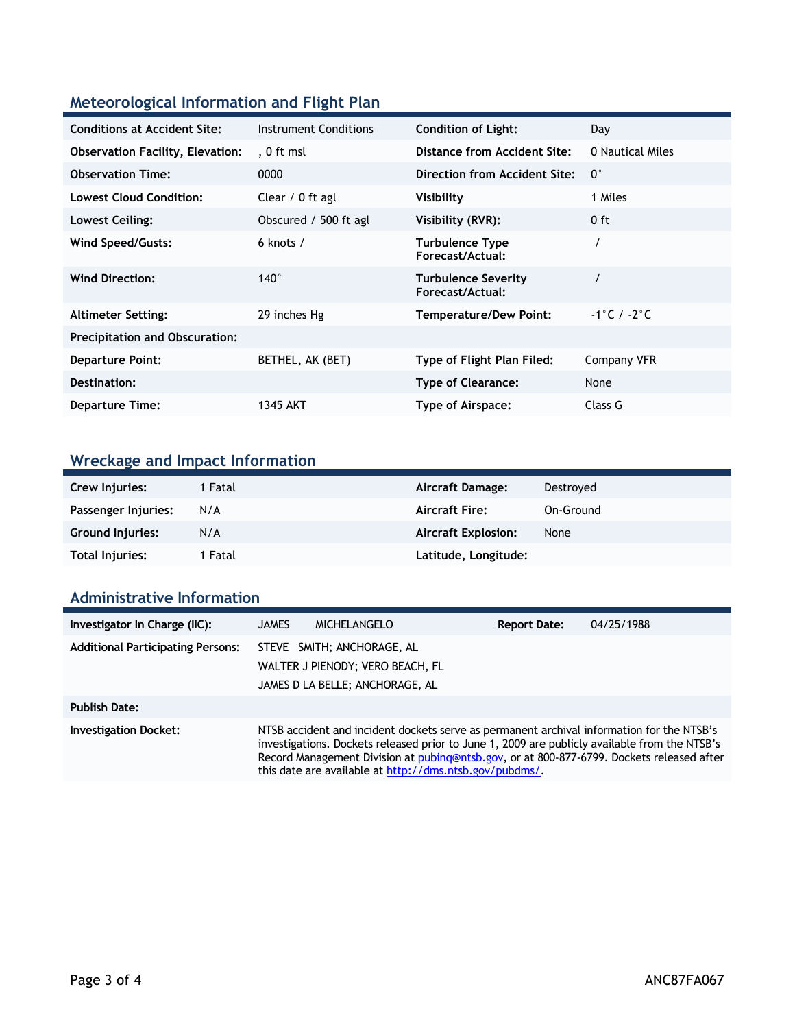## Meteorological Information and Flight Plan

| | | | |
|---|---|---|---|
| **Conditions at Accident Site:** | Instrument Conditions | **Condition of Light:** | Day |
| **Observation Facility, Elevation:** | , 0 ft msl | **Distance from Accident Site:** | 0 Nautical Miles |
| **Observation Time:** | 0000 | **Direction from Accident Site:** | 0° |
| **Lowest Cloud Condition:** | Clear / 0 ft agl | **Visibility** | 1 Miles |
| **Lowest Ceiling:** | Obscured / 500 ft agl | **Visibility (RVR):** | 0 ft |
| **Wind Speed/Gusts:** | 6 knots / | **Turbulence Type Forecast/Actual:** | / |
| **Wind Direction:** | 140° | **Turbulence Severity Forecast/Actual:** | / |
| **Altimeter Setting:** | 29 inches Hg | **Temperature/Dew Point:** | -1°C / -2°C |
| **Precipitation and Obscuration:** | | | |
| **Departure Point:** | BETHEL, AK (BET) | **Type of Flight Plan Filed:** | Company VFR |
| **Destination:** | | **Type of Clearance:** | None |
| **Departure Time:** | 1345 AKT | **Type of Airspace:** | Class G |

## Wreckage and Impact Information

| | | | |
|---|---|---|---|
| **Crew Injuries:** | 1 Fatal | **Aircraft Damage:** | Destroyed |
| **Passenger Injuries:** | N/A | **Aircraft Fire:** | On-Ground |
| **Ground Injuries:** | N/A | **Aircraft Explosion:** | None |
| **Total Injuries:** | 1 Fatal | **Latitude, Longitude:** | |

## Administrative Information

| | | | |
|---|---|---|---|
| **Investigator In Charge (IIC):** | JAMES MICHELANGELO | **Report Date:** | 04/25/1988 |
| **Additional Participating Persons:** | STEVE SMITH; ANCHORAGE, AL<br>WALTER J PIENODY; VERO BEACH, FL<br>JAMES D LA BELLE; ANCHORAGE, AL | | |
| **Publish Date:** | | | |
| **Investigation Docket:** | NTSB accident and incident dockets serve as permanent archival information for the NTSB's investigations. Dockets released prior to June 1, 2009 are publicly available from the NTSB's Record Management Division at pubinq@ntsb.gov, or at 800-877-6799. Dockets released after this date are available at http://dms.ntsb.gov/pubdms/. | | |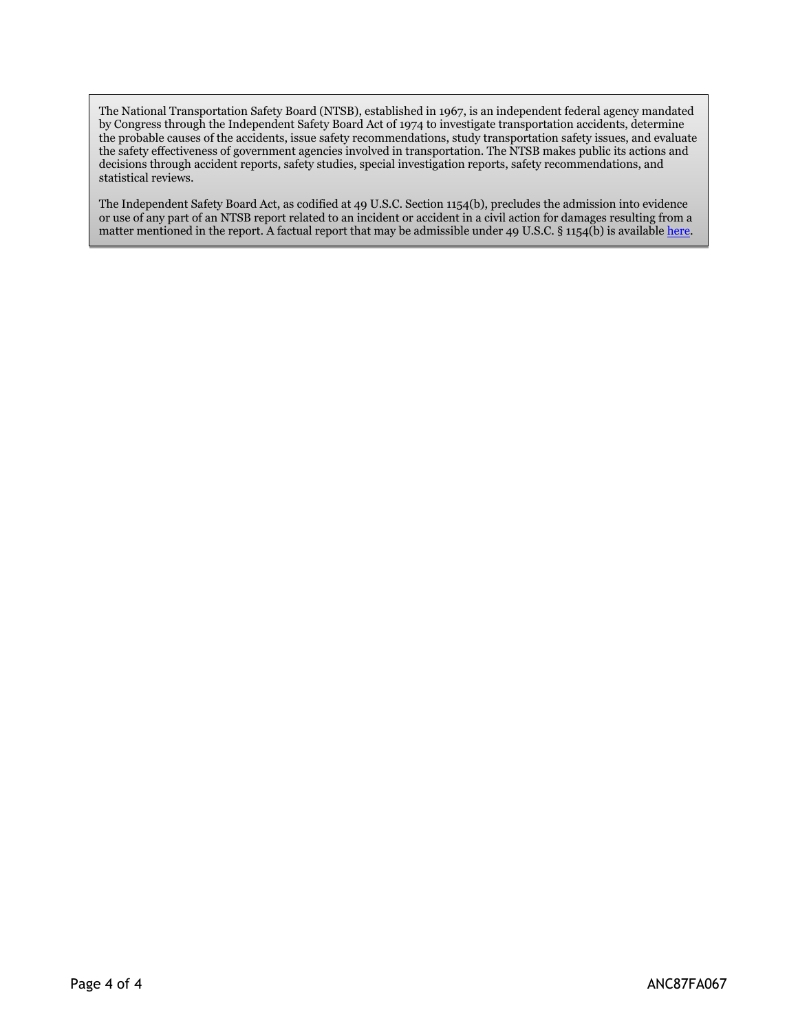The National Transportation Safety Board (NTSB), established in 1967, is an independent federal agency mandated by Congress through the Independent Safety Board Act of 1974 to investigate transportation accidents, determine the probable causes of the accidents, issue safety recommendations, study transportation safety issues, and evaluate the safety effectiveness of government agencies involved in transportation. The NTSB makes public its actions and decisions through accident reports, safety studies, special investigation reports, safety recommendations, and statistical reviews.

The Independent Safety Board Act, as codified at 49 U.S.C. Section 1154(b), precludes the admission into evidence or use of any part of an NTSB report related to an incident or accident in a civil action for damages resulting from a matter mentioned in the report. A factual report that may be admissible under 49 U.S.C. § 1154(b) is available here.